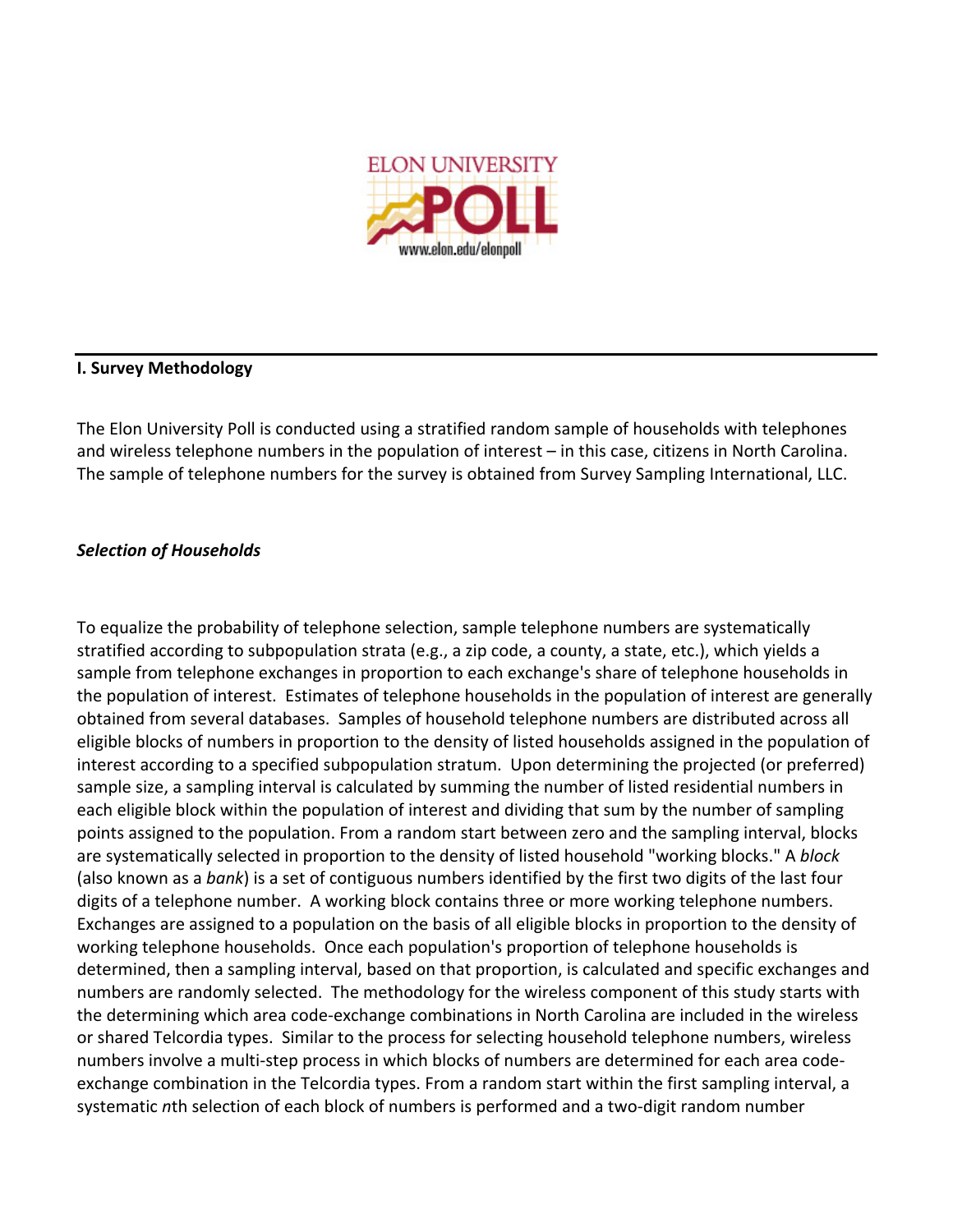ELON UNIVERSITY POLL

www.elon.edu/elonpoll

## I. Survey Methodology

The Elon University Poll is conducted using a stratified random sample of households with telephones and wireless telephone numbers in the population of interest – in this case, citizens in North Carolina. The sample of telephone numbers for the survey is obtained from Survey Sampling International, LLC.

### *Selection of Households*

To equalize the probability of telephone selection, sample telephone numbers are systematically stratified according to subpopulation strata (e.g., a zip code, a county, a state, etc.), which yields a sample from telephone exchanges in proportion to each exchange's share of telephone households in the population of interest. Estimates of telephone households in the population of interest are generally obtained from several databases. Samples of household telephone numbers are distributed across all eligible blocks of numbers in proportion to the density of listed households assigned in the population of interest according to a specified subpopulation stratum. Upon determining the projected (or preferred) sample size, a sampling interval is calculated by summing the number of listed residential numbers in each eligible block within the population of interest and dividing that sum by the number of sampling points assigned to the population. From a random start between zero and the sampling interval, blocks are systematically selected in proportion to the density of listed household "working blocks." A *block* (also known as a *bank*) is a set of contiguous numbers identified by the first two digits of the last four digits of a telephone number. A working block contains three or more working telephone numbers. Exchanges are assigned to a population on the basis of all eligible blocks in proportion to the density of working telephone households. Once each population's proportion of telephone households is determined, then a sampling interval, based on that proportion, is calculated and specific exchanges and numbers are randomly selected. The methodology for the wireless component of this study starts with the determining which area code-exchange combinations in North Carolina are included in the wireless or shared Telcordia types. Similar to the process for selecting household telephone numbers, wireless numbers involve a multi-step process in which blocks of numbers are determined for each area code-exchange combination in the Telcordia types. From a random start within the first sampling interval, a systematic *n*th selection of each block of numbers is performed and a two-digit random number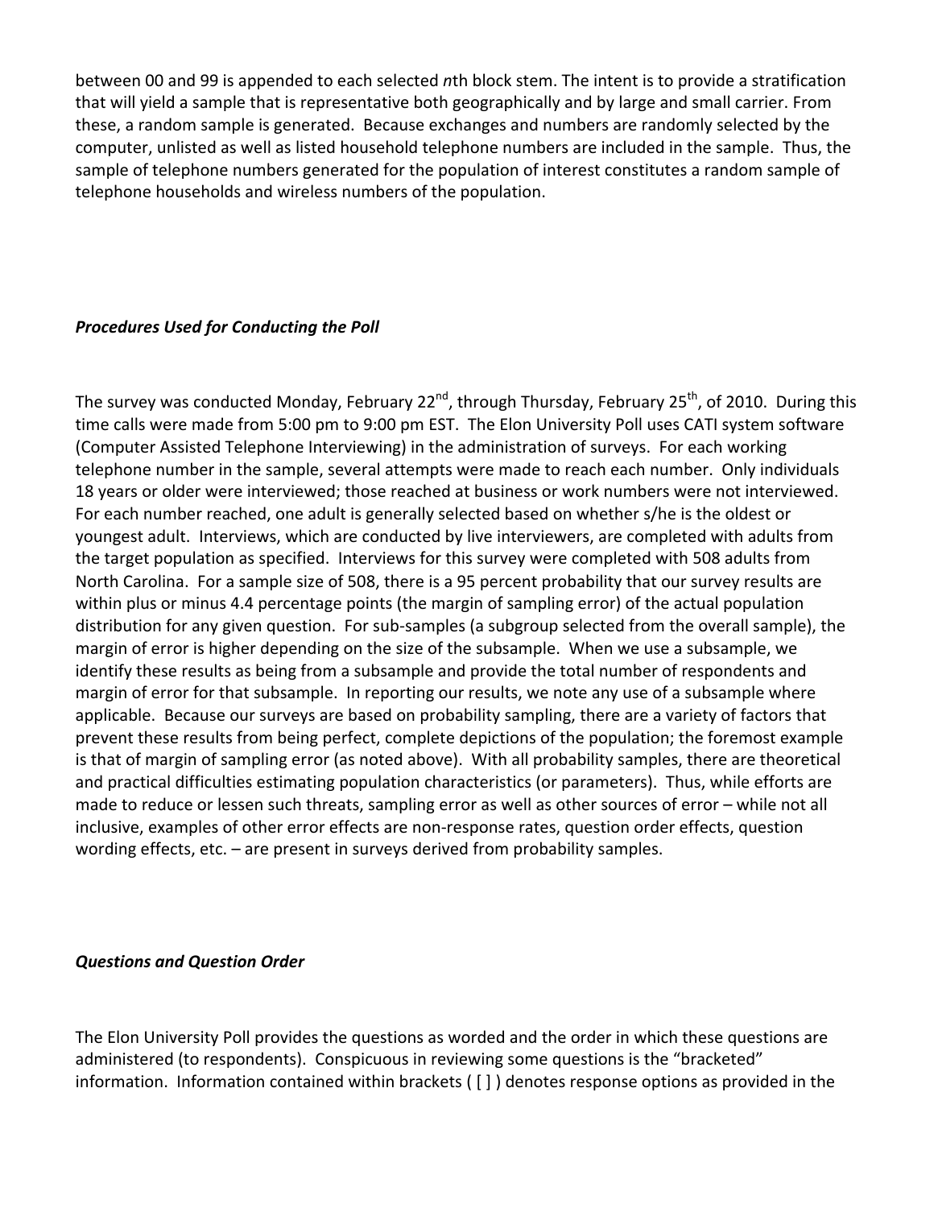between 00 and 99 is appended to each selected *n*th block stem. The intent is to provide a stratification that will yield a sample that is representative both geographically and by large and small carrier. From these, a random sample is generated. Because exchanges and numbers are randomly selected by the computer, unlisted as well as listed household telephone numbers are included in the sample. Thus, the sample of telephone numbers generated for the population of interest constitutes a random sample of telephone households and wireless numbers of the population.

### ***Procedures Used for Conducting the Poll***

The survey was conducted Monday, February 22nd, through Thursday, February 25th, of 2010. During this time calls were made from 5:00 pm to 9:00 pm EST. The Elon University Poll uses CATI system software (Computer Assisted Telephone Interviewing) in the administration of surveys. For each working telephone number in the sample, several attempts were made to reach each number. Only individuals 18 years or older were interviewed; those reached at business or work numbers were not interviewed. For each number reached, one adult is generally selected based on whether s/he is the oldest or youngest adult. Interviews, which are conducted by live interviewers, are completed with adults from the target population as specified. Interviews for this survey were completed with 508 adults from North Carolina. For a sample size of 508, there is a 95 percent probability that our survey results are within plus or minus 4.4 percentage points (the margin of sampling error) of the actual population distribution for any given question. For sub-samples (a subgroup selected from the overall sample), the margin of error is higher depending on the size of the subsample. When we use a subsample, we identify these results as being from a subsample and provide the total number of respondents and margin of error for that subsample. In reporting our results, we note any use of a subsample where applicable. Because our surveys are based on probability sampling, there are a variety of factors that prevent these results from being perfect, complete depictions of the population; the foremost example is that of margin of sampling error (as noted above). With all probability samples, there are theoretical and practical difficulties estimating population characteristics (or parameters). Thus, while efforts are made to reduce or lessen such threats, sampling error as well as other sources of error – while not all inclusive, examples of other error effects are non-response rates, question order effects, question wording effects, etc. – are present in surveys derived from probability samples.

### ***Questions and Question Order***

The Elon University Poll provides the questions as worded and the order in which these questions are administered (to respondents). Conspicuous in reviewing some questions is the "bracketed" information. Information contained within brackets ( [ ] ) denotes response options as provided in the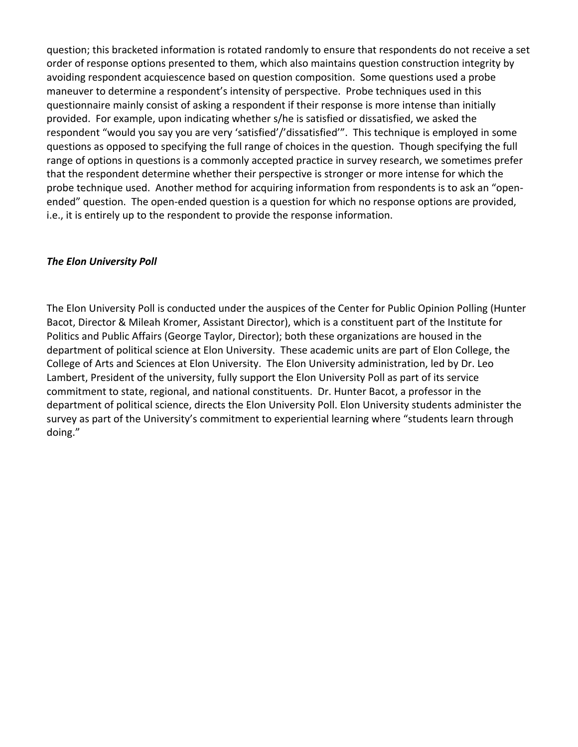question; this bracketed information is rotated randomly to ensure that respondents do not receive a set order of response options presented to them, which also maintains question construction integrity by avoiding respondent acquiescence based on question composition. Some questions used a probe maneuver to determine a respondent's intensity of perspective. Probe techniques used in this questionnaire mainly consist of asking a respondent if their response is more intense than initially provided. For example, upon indicating whether s/he is satisfied or dissatisfied, we asked the respondent "would you say you are very 'satisfied'/'dissatisfied'". This technique is employed in some questions as opposed to specifying the full range of choices in the question. Though specifying the full range of options in questions is a commonly accepted practice in survey research, we sometimes prefer that the respondent determine whether their perspective is stronger or more intense for which the probe technique used. Another method for acquiring information from respondents is to ask an "open-ended" question. The open-ended question is a question for which no response options are provided, i.e., it is entirely up to the respondent to provide the response information.

***The Elon University Poll***

The Elon University Poll is conducted under the auspices of the Center for Public Opinion Polling (Hunter Bacot, Director & Mileah Kromer, Assistant Director), which is a constituent part of the Institute for Politics and Public Affairs (George Taylor, Director); both these organizations are housed in the department of political science at Elon University. These academic units are part of Elon College, the College of Arts and Sciences at Elon University. The Elon University administration, led by Dr. Leo Lambert, President of the university, fully support the Elon University Poll as part of its service commitment to state, regional, and national constituents. Dr. Hunter Bacot, a professor in the department of political science, directs the Elon University Poll. Elon University students administer the survey as part of the University's commitment to experiential learning where "students learn through doing."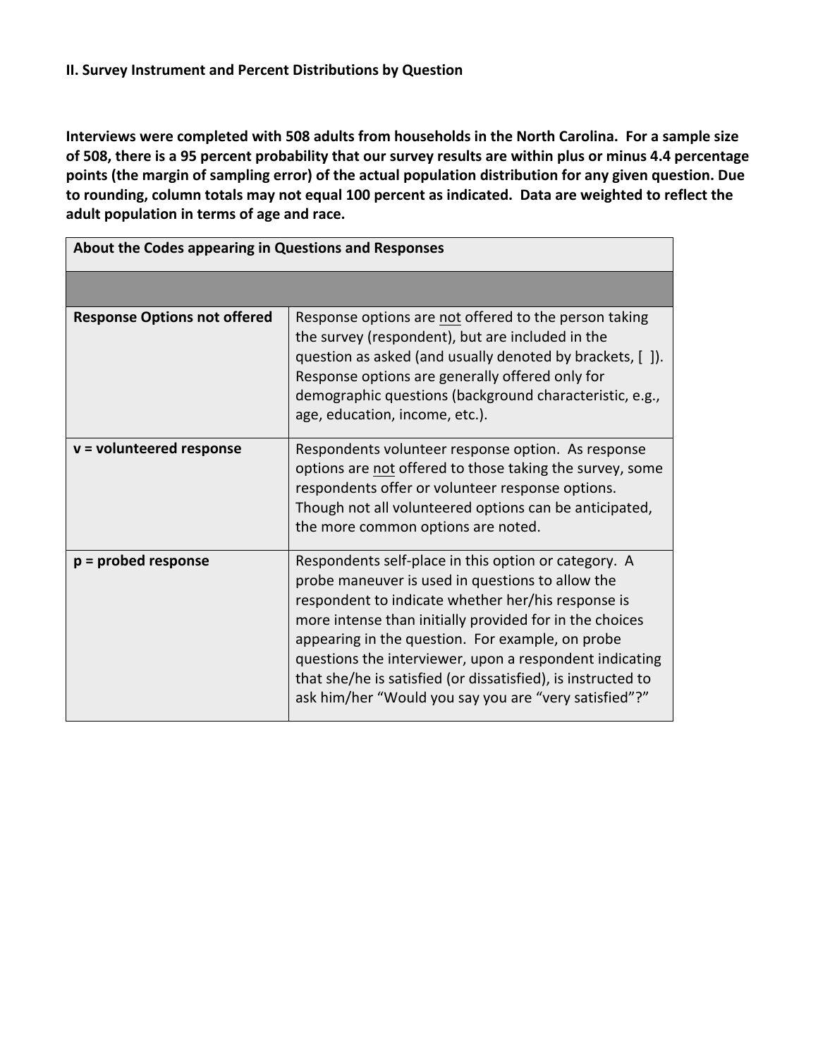## II. Survey Instrument and Percent Distributions by Question

**Interviews were completed with 508 adults from households in the North Carolina. For a sample size of 508, there is a 95 percent probability that our survey results are within plus or minus 4.4 percentage points (the margin of sampling error) of the actual population distribution for any given question. Due to rounding, column totals may not equal 100 percent as indicated. Data are weighted to reflect the adult population in terms of age and race.**

| About the Codes appearing in Questions and Responses | |
|---|---|
| | |
| **Response Options not offered** | Response options are <u>not</u> offered to the person taking the survey (respondent), but are included in the question as asked (and usually denoted by brackets, [ ]). Response options are generally offered only for demographic questions (background characteristic, e.g., age, education, income, etc.). |
| **v = volunteered response** | Respondents volunteer response option. As response options are <u>not</u> offered to those taking the survey, some respondents offer or volunteer response options. Though not all volunteered options can be anticipated, the more common options are noted. |
| **p = probed response** | Respondents self-place in this option or category. A probe maneuver is used in questions to allow the respondent to indicate whether her/his response is more intense than initially provided for in the choices appearing in the question. For example, on probe questions the interviewer, upon a respondent indicating that she/he is satisfied (or dissatisfied), is instructed to ask him/her “Would you say you are “very satisfied”?” |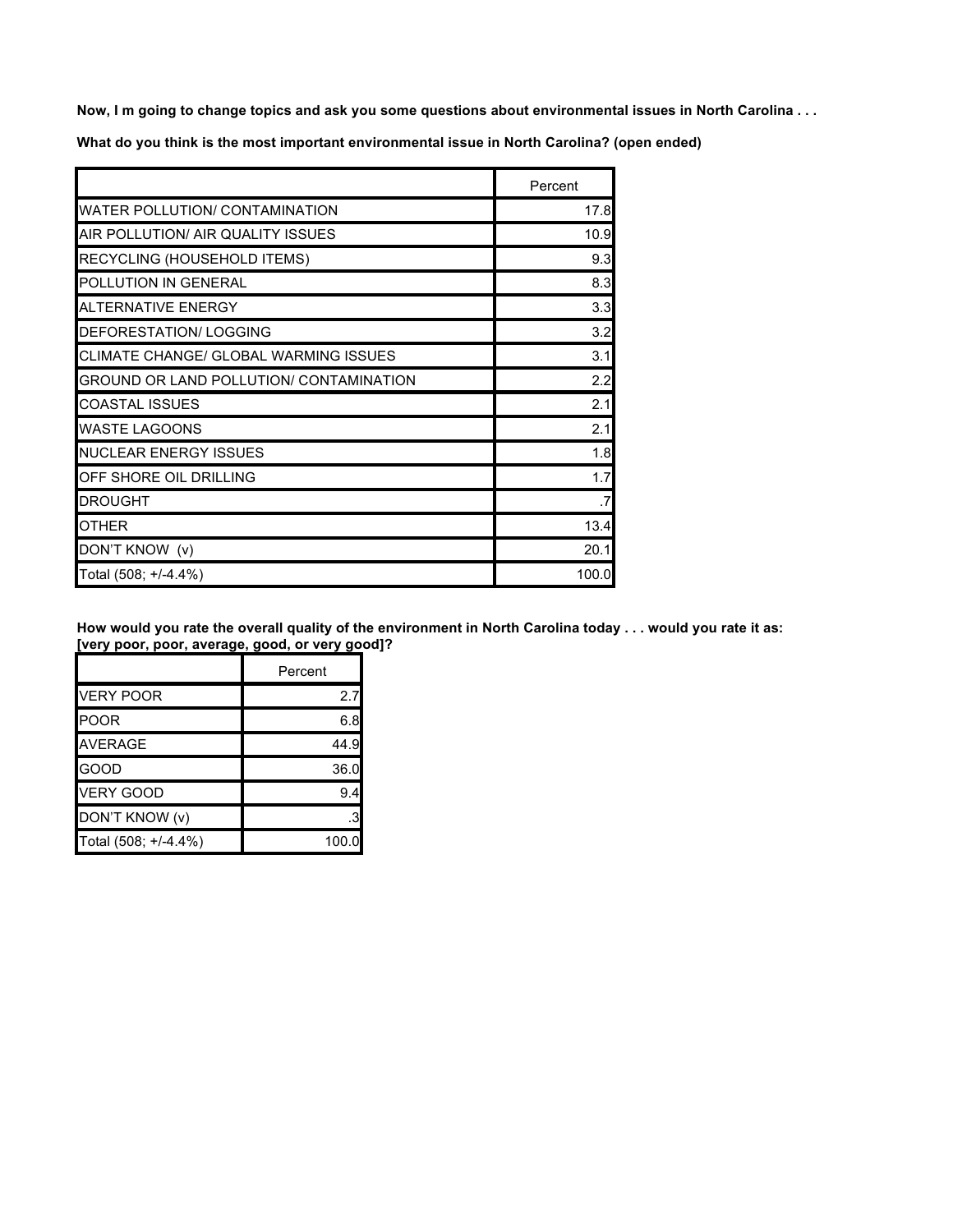**Now, I m going to change topics and ask you some questions about environmental issues in North Carolina . . .**

**What do you think is the most important environmental issue in North Carolina? (open ended)**

| | Percent |
|---|---|
| WATER POLLUTION/ CONTAMINATION | 17.8 |
| AIR POLLUTION/ AIR QUALITY ISSUES | 10.9 |
| RECYCLING (HOUSEHOLD ITEMS) | 9.3 |
| POLLUTION IN GENERAL | 8.3 |
| ALTERNATIVE ENERGY | 3.3 |
| DEFORESTATION/ LOGGING | 3.2 |
| CLIMATE CHANGE/ GLOBAL WARMING ISSUES | 3.1 |
| GROUND OR LAND POLLUTION/ CONTAMINATION | 2.2 |
| COASTAL ISSUES | 2.1 |
| WASTE LAGOONS | 2.1 |
| NUCLEAR ENERGY ISSUES | 1.8 |
| OFF SHORE OIL DRILLING | 1.7 |
| DROUGHT | .7 |
| OTHER | 13.4 |
| DON'T KNOW (v) | 20.1 |
| Total (508; +/-4.4%) | 100.0 |

**How would you rate the overall quality of the environment in North Carolina today . . . would you rate it as: [very poor, poor, average, good, or very good]?**

| | Percent |
|---|---|
| VERY POOR | 2.7 |
| POOR | 6.8 |
| AVERAGE | 44.9 |
| GOOD | 36.0 |
| VERY GOOD | 9.4 |
| DON'T KNOW (v) | .3 |
| Total (508; +/-4.4%) | 100.0 |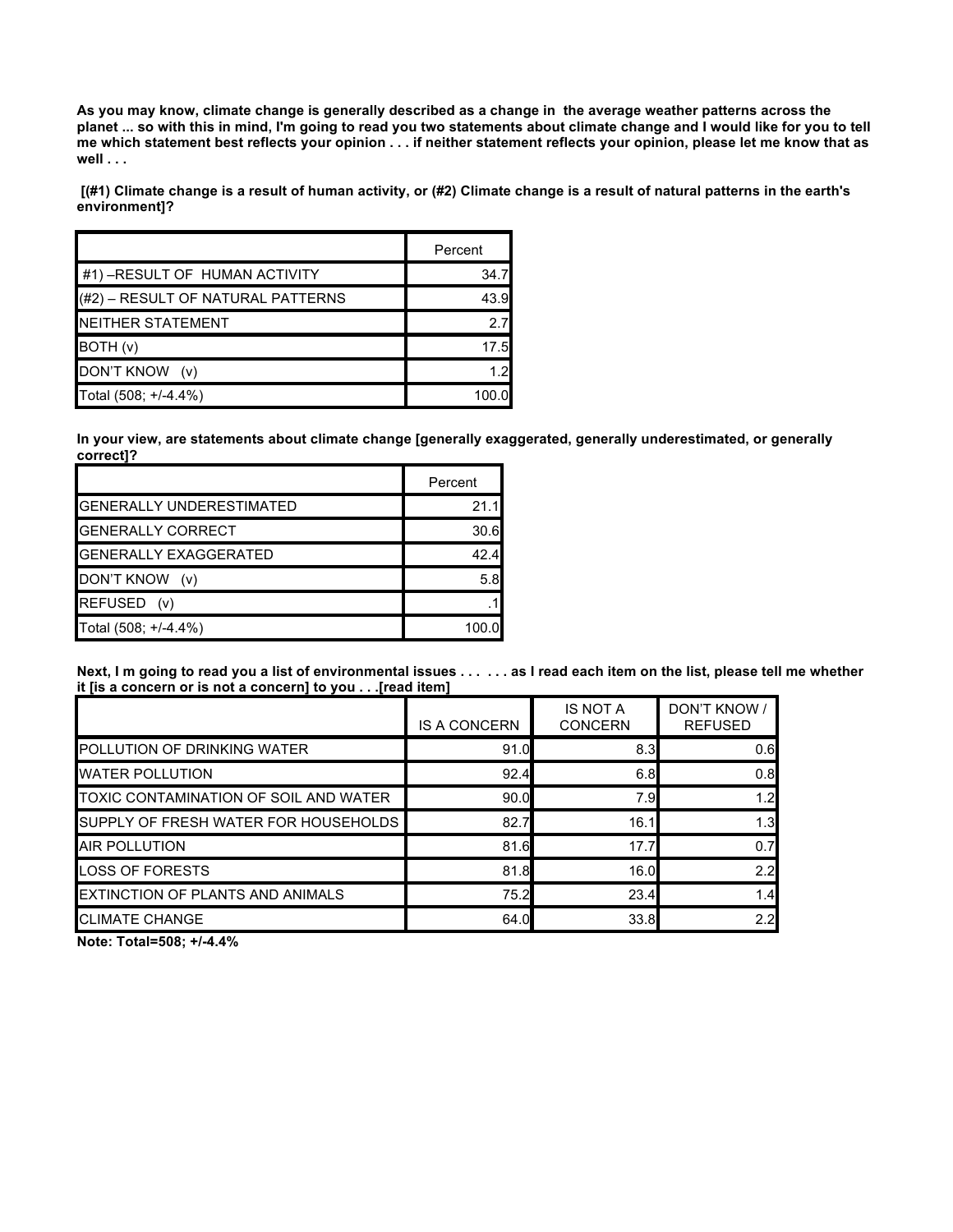**As you may know, climate change is generally described as a change in the average weather patterns across the planet ... so with this in mind, I'm going to read you two statements about climate change and I would like for you to tell me which statement best reflects your opinion . . . if neither statement reflects your opinion, please let me know that as well . . .**

**[(#1) Climate change is a result of human activity, or (#2) Climate change is a result of natural patterns in the earth's environment]?**

| | Percent |
|---|---|
| #1) –RESULT OF HUMAN ACTIVITY | 34.7 |
| (#2) – RESULT OF NATURAL PATTERNS | 43.9 |
| NEITHER STATEMENT | 2.7 |
| BOTH (v) | 17.5 |
| DON'T KNOW (v) | 1.2 |
| Total (508; +/-4.4%) | 100.0 |

**In your view, are statements about climate change [generally exaggerated, generally underestimated, or generally correct]?**

| | Percent |
|---|---|
| GENERALLY UNDERESTIMATED | 21.1 |
| GENERALLY CORRECT | 30.6 |
| GENERALLY EXAGGERATED | 42.4 |
| DON'T KNOW (v) | 5.8 |
| REFUSED (v) | .1 |
| Total (508; +/-4.4%) | 100.0 |

**Next, I m going to read you a list of environmental issues . . . . . . as I read each item on the list, please tell me whether it [is a concern or is not a concern] to you . . .[read item]**

| | IS A CONCERN | IS NOT A CONCERN | DON'T KNOW / REFUSED |
|---|---|---|---|
| POLLUTION OF DRINKING WATER | 91.0 | 8.3 | 0.6 |
| WATER POLLUTION | 92.4 | 6.8 | 0.8 |
| TOXIC CONTAMINATION OF SOIL AND WATER | 90.0 | 7.9 | 1.2 |
| SUPPLY OF FRESH WATER FOR HOUSEHOLDS | 82.7 | 16.1 | 1.3 |
| AIR POLLUTION | 81.6 | 17.7 | 0.7 |
| LOSS OF FORESTS | 81.8 | 16.0 | 2.2 |
| EXTINCTION OF PLANTS AND ANIMALS | 75.2 | 23.4 | 1.4 |
| CLIMATE CHANGE | 64.0 | 33.8 | 2.2 |

**Note: Total=508; +/-4.4%**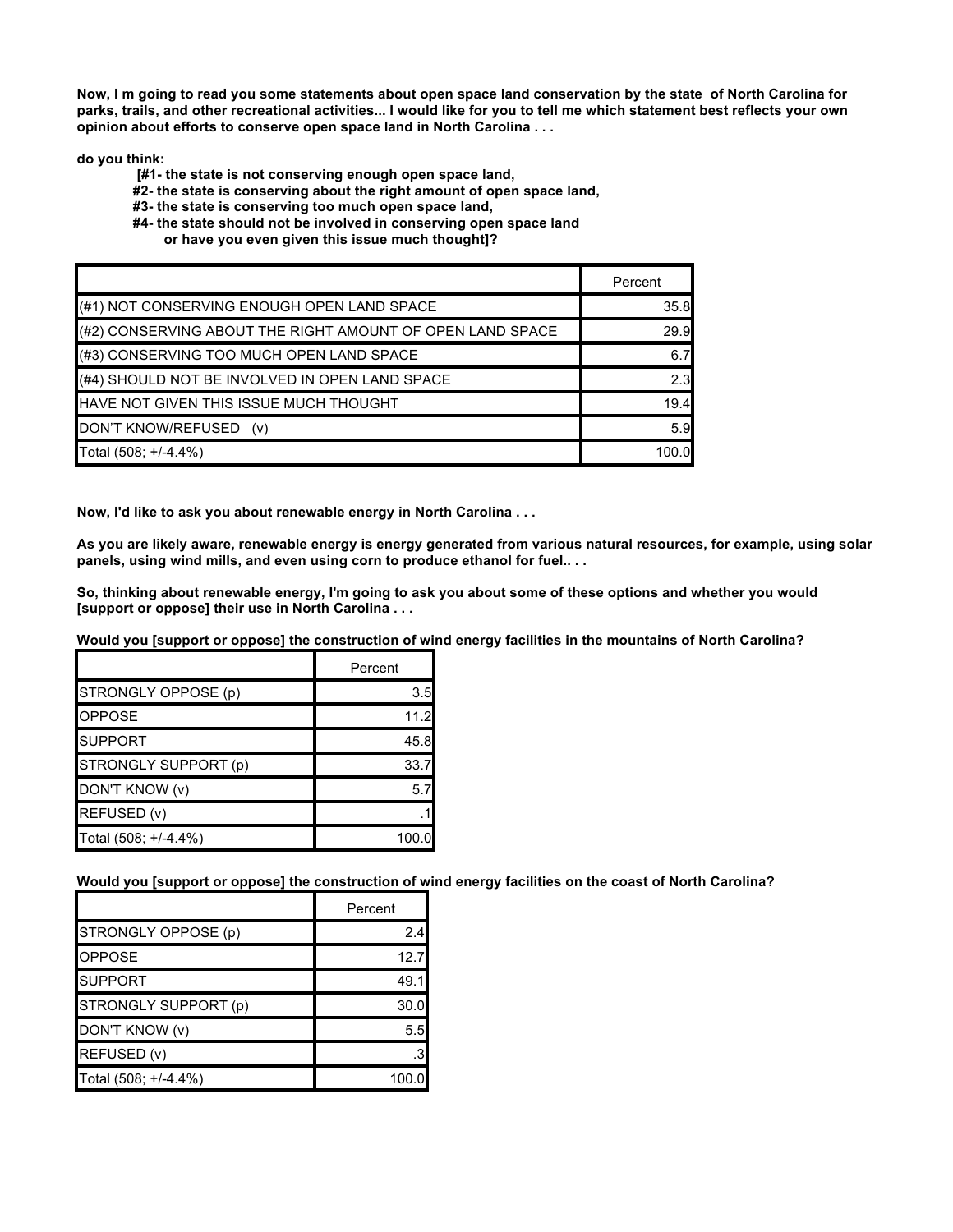**Now, I m going to read you some statements about open space land conservation by the state of North Carolina for parks, trails, and other recreational activities... I would like for you to tell me which statement best reflects your own opinion about efforts to conserve open space land in North Carolina . . .**

**do you think:**

**[#1- the state is not conserving enough open space land,**
**#2- the state is conserving about the right amount of open space land,**
**#3- the state is conserving too much open space land,**
**#4- the state should not be involved in conserving open space land**
**or have you even given this issue much thought]?**

| | Percent |
|---|---|
| (#1) NOT CONSERVING ENOUGH OPEN LAND SPACE | 35.8 |
| (#2) CONSERVING ABOUT THE RIGHT AMOUNT OF OPEN LAND SPACE | 29.9 |
| (#3) CONSERVING TOO MUCH OPEN LAND SPACE | 6.7 |
| (#4) SHOULD NOT BE INVOLVED IN OPEN LAND SPACE | 2.3 |
| HAVE NOT GIVEN THIS ISSUE MUCH THOUGHT | 19.4 |
| DON'T KNOW/REFUSED (v) | 5.9 |
| Total (508; +/-4.4%) | 100.0 |

**Now, I'd like to ask you about renewable energy in North Carolina . . .**

**As you are likely aware, renewable energy is energy generated from various natural resources, for example, using solar panels, using wind mills, and even using corn to produce ethanol for fuel.. . .**

**So, thinking about renewable energy, I'm going to ask you about some of these options and whether you would [support or oppose] their use in North Carolina . . .**

**Would you [support or oppose] the construction of wind energy facilities in the mountains of North Carolina?**

| | Percent |
|---|---|
| STRONGLY OPPOSE (p) | 3.5 |
| OPPOSE | 11.2 |
| SUPPORT | 45.8 |
| STRONGLY SUPPORT (p) | 33.7 |
| DON'T KNOW (v) | 5.7 |
| REFUSED (v) | .1 |
| Total (508; +/-4.4%) | 100.0 |

**Would you [support or oppose] the construction of wind energy facilities on the coast of North Carolina?**

| | Percent |
|---|---|
| STRONGLY OPPOSE (p) | 2.4 |
| OPPOSE | 12.7 |
| SUPPORT | 49.1 |
| STRONGLY SUPPORT (p) | 30.0 |
| DON'T KNOW (v) | 5.5 |
| REFUSED (v) | .3 |
| Total (508; +/-4.4%) | 100.0 |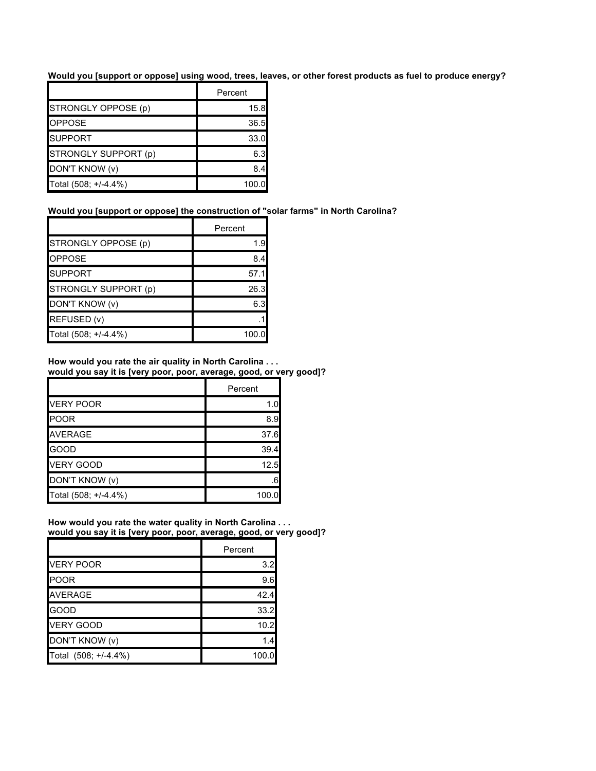**Would you [support or oppose] using wood, trees, leaves, or other forest products as fuel to produce energy?**

| | Percent |
|---|---|
| STRONGLY OPPOSE (p) | 15.8 |
| OPPOSE | 36.5 |
| SUPPORT | 33.0 |
| STRONGLY SUPPORT (p) | 6.3 |
| DON'T KNOW (v) | 8.4 |
| Total (508; +/-4.4%) | 100.0 |

**Would you [support or oppose] the construction of "solar farms" in North Carolina?**

| | Percent |
|---|---|
| STRONGLY OPPOSE (p) | 1.9 |
| OPPOSE | 8.4 |
| SUPPORT | 57.1 |
| STRONGLY SUPPORT (p) | 26.3 |
| DON'T KNOW (v) | 6.3 |
| REFUSED (v) | .1 |
| Total (508; +/-4.4%) | 100.0 |

**How would you rate the air quality in North Carolina . . .
would you say it is [very poor, poor, average, good, or very good]?**

| | Percent |
|---|---|
| VERY POOR | 1.0 |
| POOR | 8.9 |
| AVERAGE | 37.6 |
| GOOD | 39.4 |
| VERY GOOD | 12.5 |
| DON'T KNOW (v) | .6 |
| Total (508; +/-4.4%) | 100.0 |

**How would you rate the water quality in North Carolina . . .
would you say it is [very poor, poor, average, good, or very good]?**

| | Percent |
|---|---|
| VERY POOR | 3.2 |
| POOR | 9.6 |
| AVERAGE | 42.4 |
| GOOD | 33.2 |
| VERY GOOD | 10.2 |
| DON'T KNOW (v) | 1.4 |
| Total (508; +/-4.4%) | 100.0 |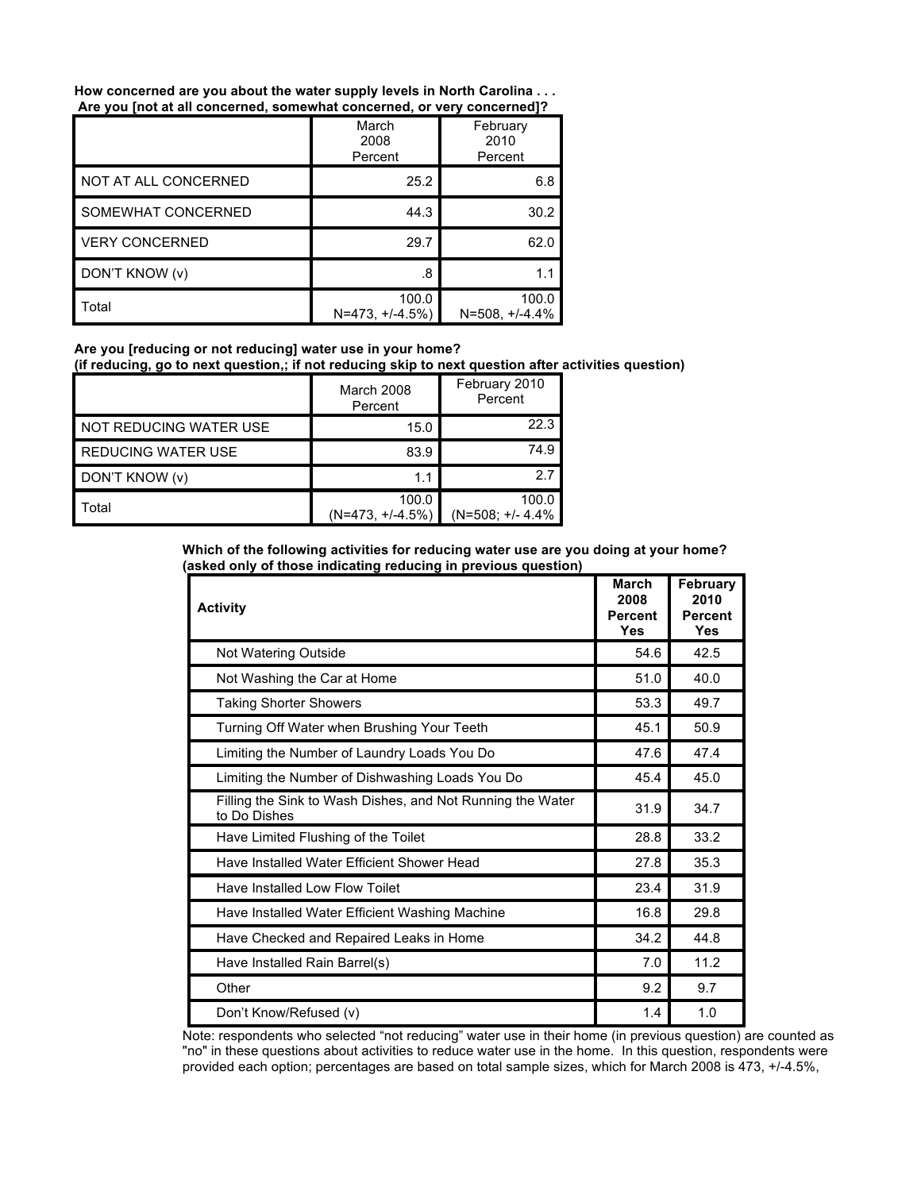**How concerned are you about the water supply levels in North Carolina . . . Are you [not at all concerned, somewhat concerned, or very concerned]?**

| | March 2008 Percent | February 2010 Percent |
|---|---|---|
| NOT AT ALL CONCERNED | 25.2 | 6.8 |
| SOMEWHAT CONCERNED | 44.3 | 30.2 |
| VERY CONCERNED | 29.7 | 62.0 |
| DON'T KNOW (v) | .8 | 1.1 |
| Total | 100.0 N=473, +/-4.5%) | 100.0 N=508, +/-4.4% |

**Are you [reducing or not reducing] water use in your home? (if reducing, go to next question,; if not reducing skip to next question after activities question)**

| | March 2008 Percent | February 2010 Percent |
|---|---|---|
| NOT REDUCING WATER USE | 15.0 | 22.3 |
| REDUCING WATER USE | 83.9 | 74.9 |
| DON'T KNOW (v) | 1.1 | 2.7 |
| Total | 100.0 (N=473, +/-4.5%) | 100.0 (N=508; +/- 4.4% |

**Which of the following activities for reducing water use are you doing at your home? (asked only of those indicating reducing in previous question)**

| Activity | March 2008 Percent Yes | February 2010 Percent Yes |
|---|---|---|
| Not Watering Outside | 54.6 | 42.5 |
| Not Washing the Car at Home | 51.0 | 40.0 |
| Taking Shorter Showers | 53.3 | 49.7 |
| Turning Off Water when Brushing Your Teeth | 45.1 | 50.9 |
| Limiting the Number of Laundry Loads You Do | 47.6 | 47.4 |
| Limiting the Number of Dishwashing Loads You Do | 45.4 | 45.0 |
| Filling the Sink to Wash Dishes, and Not Running the Water to Do Dishes | 31.9 | 34.7 |
| Have Limited Flushing of the Toilet | 28.8 | 33.2 |
| Have Installed Water Efficient Shower Head | 27.8 | 35.3 |
| Have Installed Low Flow Toilet | 23.4 | 31.9 |
| Have Installed Water Efficient Washing Machine | 16.8 | 29.8 |
| Have Checked and Repaired Leaks in Home | 34.2 | 44.8 |
| Have Installed Rain Barrel(s) | 7.0 | 11.2 |
| Other | 9.2 | 9.7 |
| Don't Know/Refused (v) | 1.4 | 1.0 |

Note: respondents who selected "not reducing" water use in their home (in previous question) are counted as "no" in these questions about activities to reduce water use in the home. In this question, respondents were provided each option; percentages are based on total sample sizes, which for March 2008 is 473, +/-4.5%,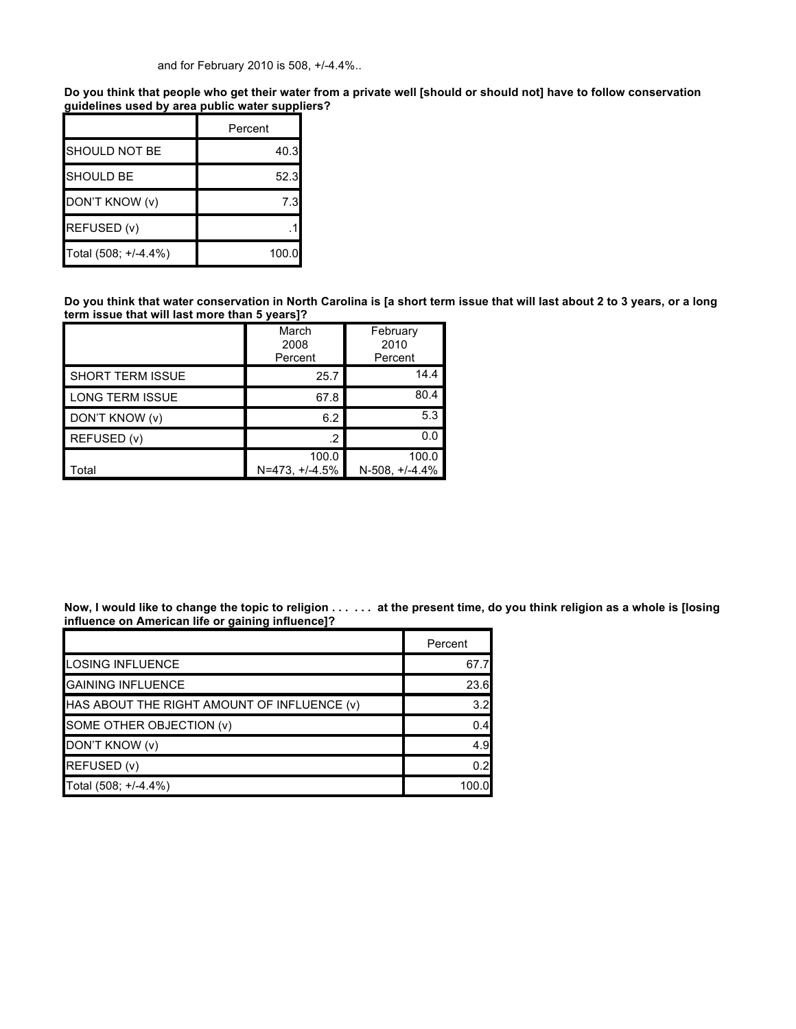and for February 2010 is 508, +/-4.4%..

**Do you think that people who get their water from a private well [should or should not] have to follow conservation guidelines used by area public water suppliers?**

| | Percent |
|---|---|
| SHOULD NOT BE | 40.3 |
| SHOULD BE | 52.3 |
| DON'T KNOW (v) | 7.3 |
| REFUSED (v) | .1 |
| Total (508; +/-4.4%) | 100.0 |

**Do you think that water conservation in North Carolina is [a short term issue that will last about 2 to 3 years, or a long term issue that will last more than 5 years]?**

| | March 2008 Percent | February 2010 Percent |
|---|---|---|
| SHORT TERM ISSUE | 25.7 | 14.4 |
| LONG TERM ISSUE | 67.8 | 80.4 |
| DON'T KNOW (v) | 6.2 | 5.3 |
| REFUSED (v) | .2 | 0.0 |
| Total | 100.0 N=473, +/-4.5% | 100.0 N-508, +/-4.4% |

**Now, I would like to change the topic to religion . . . . . . at the present time, do you think religion as a whole is [losing influence on American life or gaining influence]?**

| | Percent |
|---|---|
| LOSING INFLUENCE | 67.7 |
| GAINING INFLUENCE | 23.6 |
| HAS ABOUT THE RIGHT AMOUNT OF INFLUENCE (v) | 3.2 |
| SOME OTHER OBJECTION (v) | 0.4 |
| DON'T KNOW (v) | 4.9 |
| REFUSED (v) | 0.2 |
| Total (508; +/-4.4%) | 100.0 |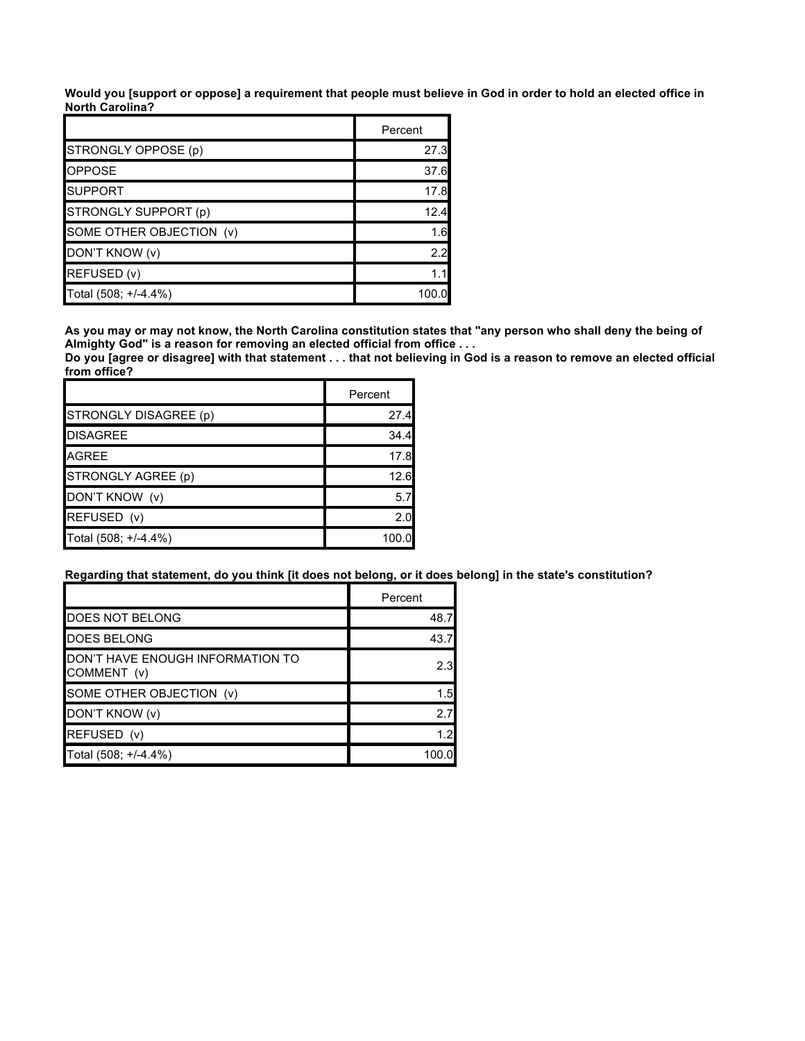**Would you [support or oppose] a requirement that people must believe in God in order to hold an elected office in North Carolina?**

| | Percent |
|---|---|
| STRONGLY OPPOSE (p) | 27.3 |
| OPPOSE | 37.6 |
| SUPPORT | 17.8 |
| STRONGLY SUPPORT (p) | 12.4 |
| SOME OTHER OBJECTION (v) | 1.6 |
| DON'T KNOW (v) | 2.2 |
| REFUSED (v) | 1.1 |
| Total (508; +/-4.4%) | 100.0 |

**As you may or may not know, the North Carolina constitution states that "any person who shall deny the being of Almighty God" is a reason for removing an elected official from office . . .**
**Do you [agree or disagree] with that statement . . . that not believing in God is a reason to remove an elected official from office?**

| | Percent |
|---|---|
| STRONGLY DISAGREE (p) | 27.4 |
| DISAGREE | 34.4 |
| AGREE | 17.8 |
| STRONGLY AGREE (p) | 12.6 |
| DON'T KNOW (v) | 5.7 |
| REFUSED (v) | 2.0 |
| Total (508; +/-4.4%) | 100.0 |

**Regarding that statement, do you think [it does not belong, or it does belong] in the state's constitution?**

| | Percent |
|---|---|
| DOES NOT BELONG | 48.7 |
| DOES BELONG | 43.7 |
| DON'T HAVE ENOUGH INFORMATION TO COMMENT (v) | 2.3 |
| SOME OTHER OBJECTION (v) | 1.5 |
| DON'T KNOW (v) | 2.7 |
| REFUSED (v) | 1.2 |
| Total (508; +/-4.4%) | 100.0 |